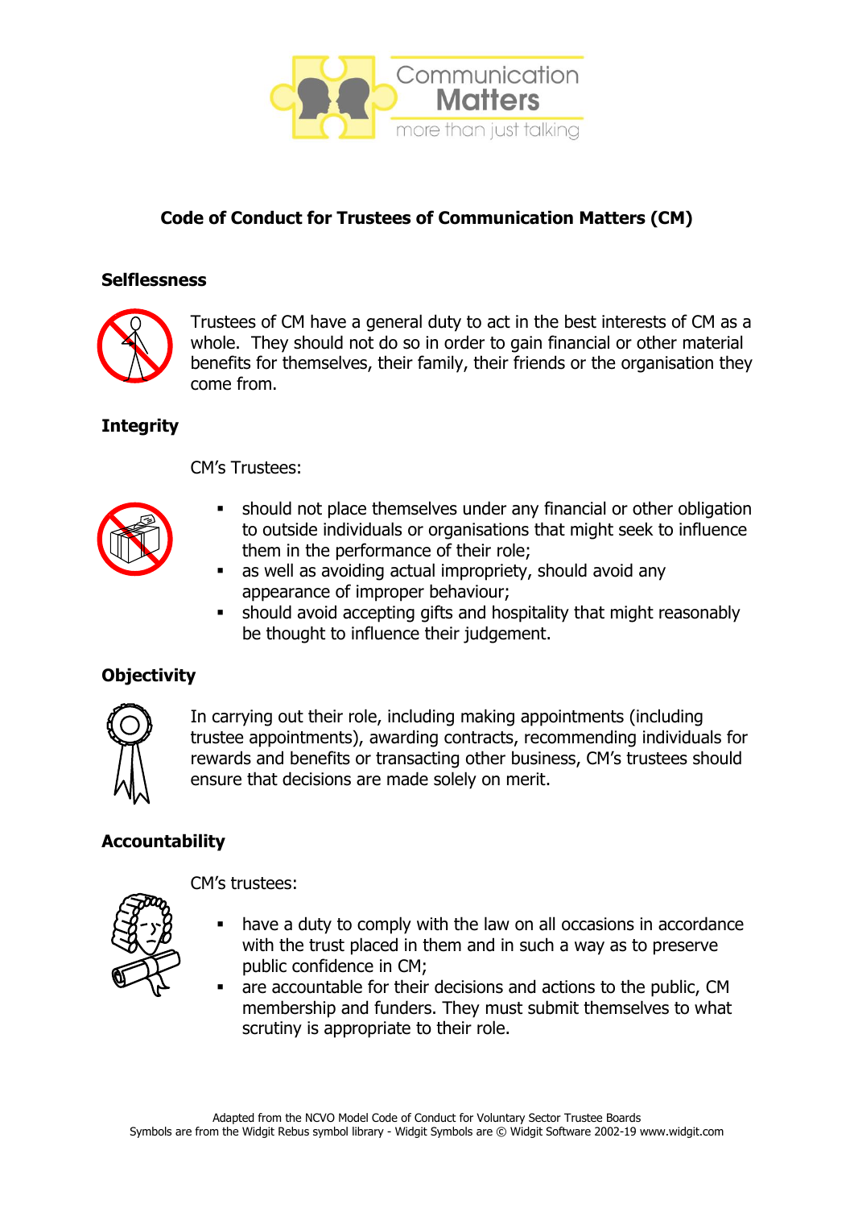Communication Matters
more than just talking

# Code of Conduct for Trustees of Communication Matters (CM)

## Selflessness

Trustees of CM have a general duty to act in the best interests of CM as a whole. They should not do so in order to gain financial or other material benefits for themselves, their family, their friends or the organisation they come from.

## Integrity

CM's Trustees:

- should not place themselves under any financial or other obligation to outside individuals or organisations that might seek to influence them in the performance of their role;
- as well as avoiding actual impropriety, should avoid any appearance of improper behaviour;
- should avoid accepting gifts and hospitality that might reasonably be thought to influence their judgement.

## Objectivity

In carrying out their role, including making appointments (including trustee appointments), awarding contracts, recommending individuals for rewards and benefits or transacting other business, CM's trustees should ensure that decisions are made solely on merit.

## Accountability

CM's trustees:

- have a duty to comply with the law on all occasions in accordance with the trust placed in them and in such a way as to preserve public confidence in CM;
- are accountable for their decisions and actions to the public, CM membership and funders. They must submit themselves to what scrutiny is appropriate to their role.

Adapted from the NCVO Model Code of Conduct for Voluntary Sector Trustee Boards
Symbols are from the Widgit Rebus symbol library - Widgit Symbols are © Widgit Software 2002-19 www.widgit.com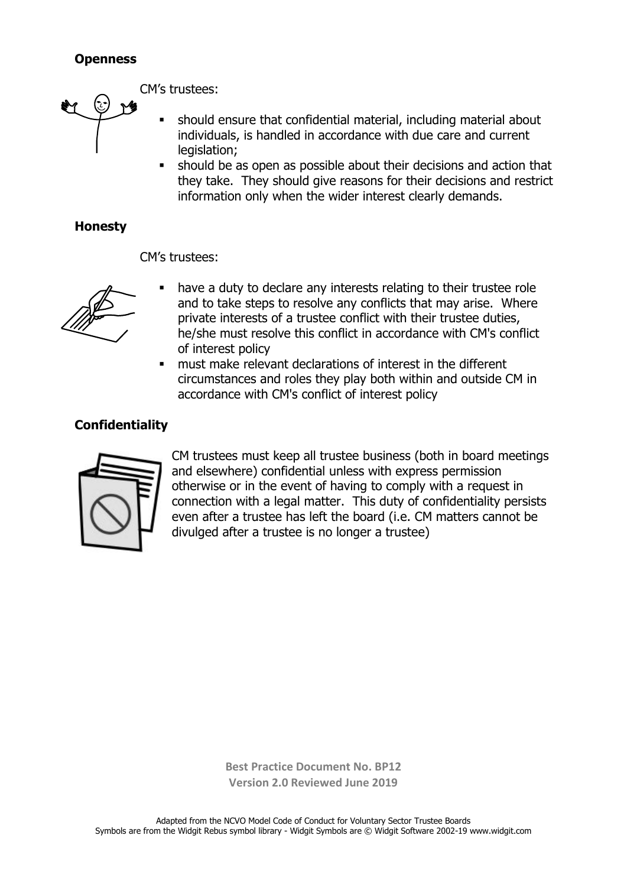**Openness**

CM's trustees:

- should ensure that confidential material, including material about individuals, is handled in accordance with due care and current legislation;
- should be as open as possible about their decisions and action that they take. They should give reasons for their decisions and restrict information only when the wider interest clearly demands.

**Honesty**

CM's trustees:

- have a duty to declare any interests relating to their trustee role and to take steps to resolve any conflicts that may arise. Where private interests of a trustee conflict with their trustee duties, he/she must resolve this conflict in accordance with CM's conflict of interest policy
- must make relevant declarations of interest in the different circumstances and roles they play both within and outside CM in accordance with CM's conflict of interest policy

**Confidentiality**

CM trustees must keep all trustee business (both in board meetings and elsewhere) confidential unless with express permission otherwise or in the event of having to comply with a request in connection with a legal matter. This duty of confidentiality persists even after a trustee has left the board (i.e. CM matters cannot be divulged after a trustee is no longer a trustee)

**Best Practice Document No. BP12**
**Version 2.0 Reviewed June 2019**

Adapted from the NCVO Model Code of Conduct for Voluntary Sector Trustee Boards
Symbols are from the Widgit Rebus symbol library - Widgit Symbols are © Widgit Software 2002-19 www.widgit.com